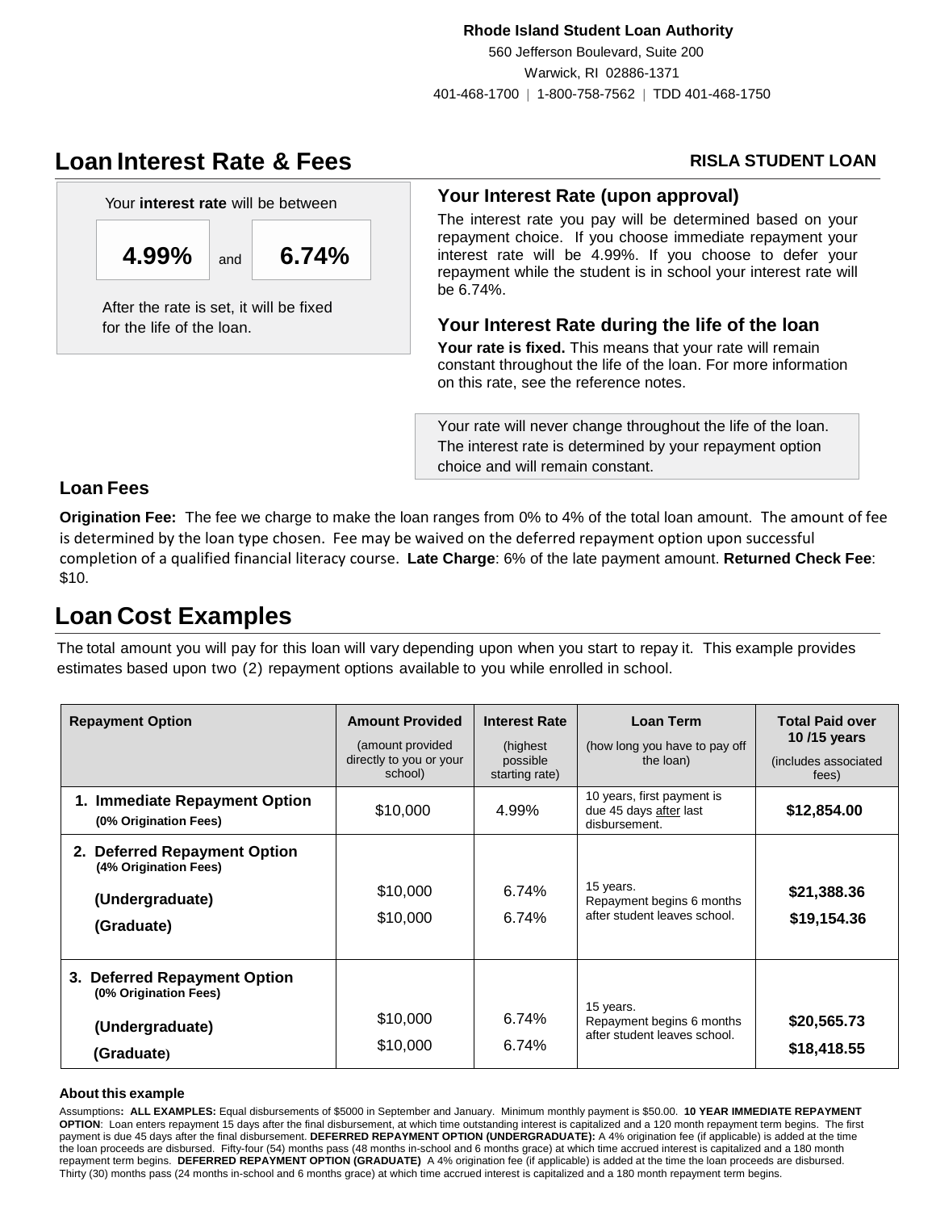**Rhode Island Student Loan Authority**
560 Jefferson Boulevard, Suite 200
Warwick, RI 02886-1371
401-468-1700 | 1-800-758-7562 | TDD 401-468-1750

# Loan Interest Rate & Fees

**RISLA STUDENT LOAN**

Your **interest rate** will be between

**4.99%** and **6.74%**

After the rate is set, it will be fixed for the life of the loan.

### Your Interest Rate (upon approval)

The interest rate you pay will be determined based on your repayment choice. If you choose immediate repayment your interest rate will be 4.99%. If you choose to defer your repayment while the student is in school your interest rate will be 6.74%.

### Your Interest Rate during the life of the loan

**Your rate is fixed.** This means that your rate will remain constant throughout the life of the loan. For more information on this rate, see the reference notes.

Your rate will never change throughout the life of the loan. The interest rate is determined by your repayment option choice and will remain constant.

### Loan Fees

**Origination Fee:** The fee we charge to make the loan ranges from 0% to 4% of the total loan amount. The amount of fee is determined by the loan type chosen. Fee may be waived on the deferred repayment option upon successful completion of a qualified financial literacy course. **Late Charge**: 6% of the late payment amount. **Returned Check Fee**: $10.

# Loan Cost Examples

The total amount you will pay for this loan will vary depending upon when you start to repay it. This example provides estimates based upon two (2) repayment options available to you while enrolled in school.

| Repayment Option | Amount Provided (amount provided directly to you or your school) | Interest Rate (highest possible starting rate) | Loan Term (how long you have to pay off the loan) | Total Paid over 10 /15 years (includes associated fees) |
|---|---|---|---|---|
| **1. Immediate Repayment Option** **(0% Origination Fees)** | $10,000 | 4.99% | 10 years, first payment is due 45 days after last disbursement. | **$12,854.00** |
| **2. Deferred Repayment Option** **(4% Origination Fees)** | | | | |
| **(Undergraduate)** | $10,000 | 6.74% | 15 years. Repayment begins 6 months after student leaves school. | **$21,388.36** |
| **(Graduate)** | $10,000 | 6.74% | | **$19,154.36** |
| **3. Deferred Repayment Option** **(0% Origination Fees)** | | | | |
| **(Undergraduate)** | $10,000 | 6.74% | 15 years. Repayment begins 6 months after student leaves school. | **$20,565.73** |
| **(Graduate)** | $10,000 | 6.74% | | **$18,418.55** |

**About this example**

Assumptions**: ALL EXAMPLES:** Equal disbursements of $5000 in September and January. Minimum monthly payment is $50.00. **10 YEAR IMMEDIATE REPAYMENT OPTION**: Loan enters repayment 15 days after the final disbursement, at which time outstanding interest is capitalized and a 120 month repayment term begins. The first payment is due 45 days after the final disbursement. **DEFERRED REPAYMENT OPTION (UNDERGRADUATE):** A 4% origination fee (if applicable) is added at the time the loan proceeds are disbursed. Fifty-four (54) months pass (48 months in-school and 6 months grace) at which time accrued interest is capitalized and a 180 month repayment term begins. **DEFERRED REPAYMENT OPTION (GRADUATE)** A 4% origination fee (if applicable) is added at the time the loan proceeds are disbursed. Thirty (30) months pass (24 months in-school and 6 months grace) at which time accrued interest is capitalized and a 180 month repayment term begins.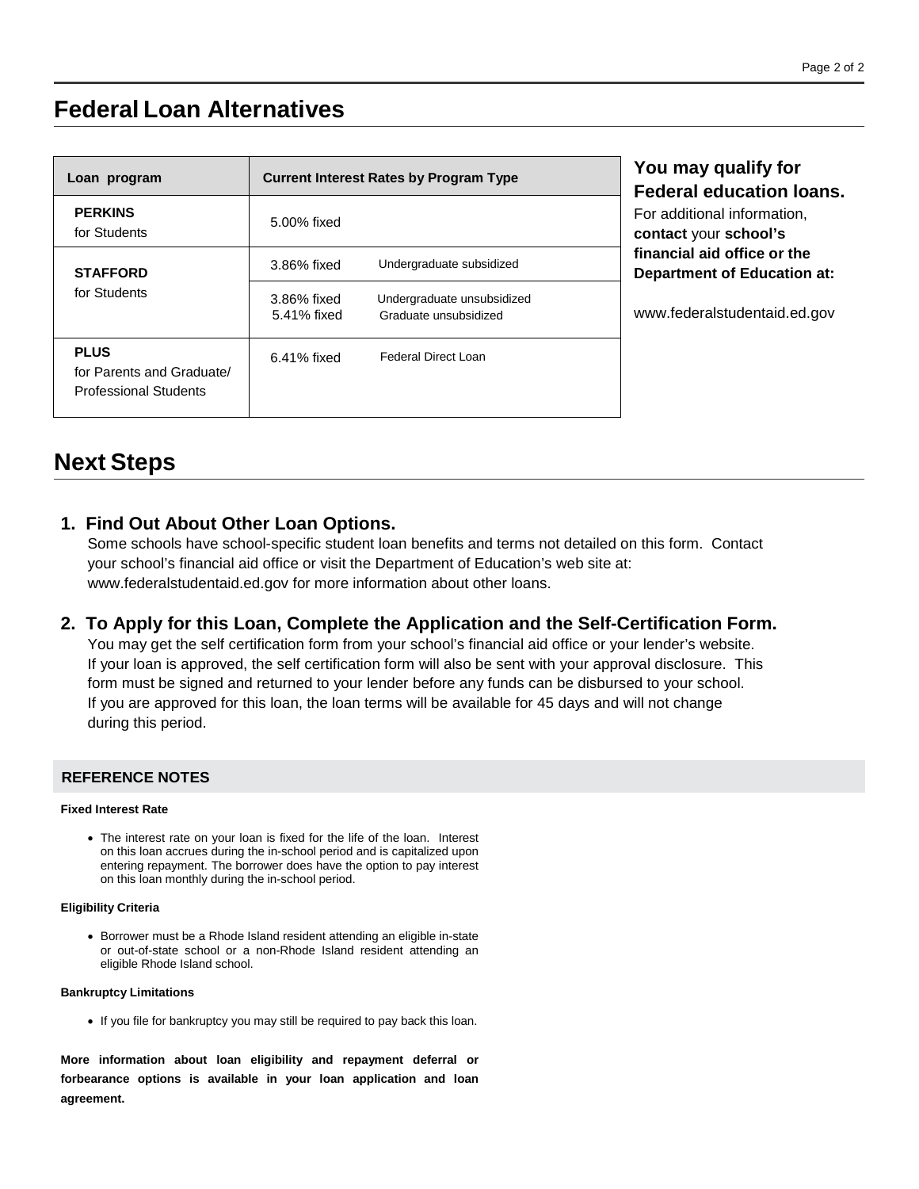# Federal Loan Alternatives

| Loan program | Current Interest Rates by Program Type | |
|---|---|---|
| **PERKINS** for Students | 5.00% fixed | |
| **STAFFORD** for Students | 3.86% fixed | Undergraduate subsidized |
| | 3.86% fixed<br>5.41% fixed | Undergraduate unsubsidized<br>Graduate unsubsidized |
| **PLUS** for Parents and Graduate/ Professional Students | 6.41% fixed | Federal Direct Loan |

**You may qualify for Federal education loans.**

For additional information, **contact** your **school's financial aid office or the Department of Education at:**

www.federalstudentaid.ed.gov

# Next Steps

## 1. Find Out About Other Loan Options.

Some schools have school-specific student loan benefits and terms not detailed on this form. Contact your school's financial aid office or visit the Department of Education's web site at: www.federalstudentaid.ed.gov for more information about other loans.

## 2. To Apply for this Loan, Complete the Application and the Self-Certification Form.

You may get the self certification form from your school's financial aid office or your lender's website. If your loan is approved, the self certification form will also be sent with your approval disclosure. This form must be signed and returned to your lender before any funds can be disbursed to your school. If you are approved for this loan, the loan terms will be available for 45 days and will not change during this period.

### REFERENCE NOTES

**Fixed Interest Rate**

- The interest rate on your loan is fixed for the life of the loan. Interest on this loan accrues during the in-school period and is capitalized upon entering repayment. The borrower does have the option to pay interest on this loan monthly during the in-school period.

**Eligibility Criteria**

- Borrower must be a Rhode Island resident attending an eligible in-state or out-of-state school or a non-Rhode Island resident attending an eligible Rhode Island school.

**Bankruptcy Limitations**

- If you file for bankruptcy you may still be required to pay back this loan.

**More information about loan eligibility and repayment deferral or forbearance options is available in your loan application and loan agreement.**